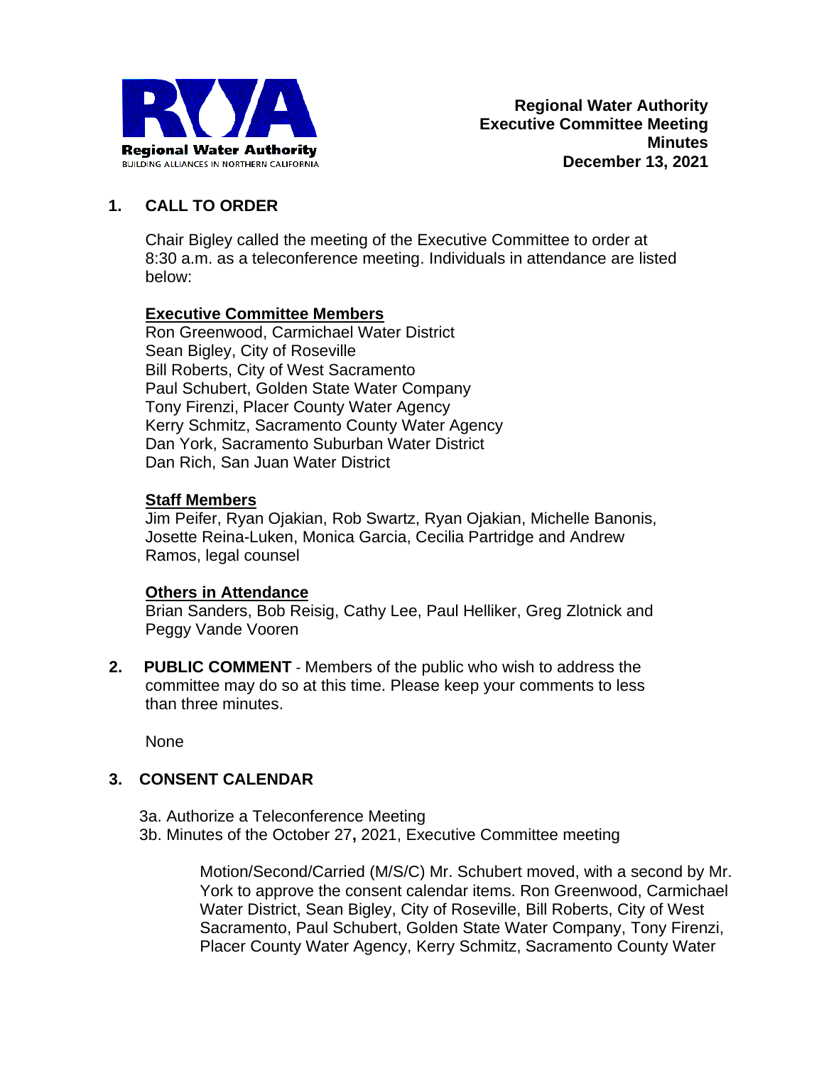**Regional Water Authority**
**Executive Committee Meeting**
**Minutes**
**December 13, 2021**

## 1. CALL TO ORDER

Chair Bigley called the meeting of the Executive Committee to order at 8:30 a.m. as a teleconference meeting. Individuals in attendance are listed below:

**Executive Committee Members**
Ron Greenwood, Carmichael Water District
Sean Bigley, City of Roseville
Bill Roberts, City of West Sacramento
Paul Schubert, Golden State Water Company
Tony Firenzi, Placer County Water Agency
Kerry Schmitz, Sacramento County Water Agency
Dan York, Sacramento Suburban Water District
Dan Rich, San Juan Water District

**Staff Members**
Jim Peifer, Ryan Ojakian, Rob Swartz, Ryan Ojakian, Michelle Banonis, Josette Reina-Luken, Monica Garcia, Cecilia Partridge and Andrew Ramos, legal counsel

**Others in Attendance**
Brian Sanders, Bob Reisig, Cathy Lee, Paul Helliker, Greg Zlotnick and Peggy Vande Vooren

## 2. PUBLIC COMMENT

**PUBLIC COMMENT** - Members of the public who wish to address the committee may do so at this time. Please keep your comments to less than three minutes.

None

## 3. CONSENT CALENDAR

3a. Authorize a Teleconference Meeting
3b. Minutes of the October 27**,** 2021, Executive Committee meeting

Motion/Second/Carried (M/S/C) Mr. Schubert moved, with a second by Mr. York to approve the consent calendar items. Ron Greenwood, Carmichael Water District, Sean Bigley, City of Roseville, Bill Roberts, City of West Sacramento, Paul Schubert, Golden State Water Company, Tony Firenzi, Placer County Water Agency, Kerry Schmitz, Sacramento County Water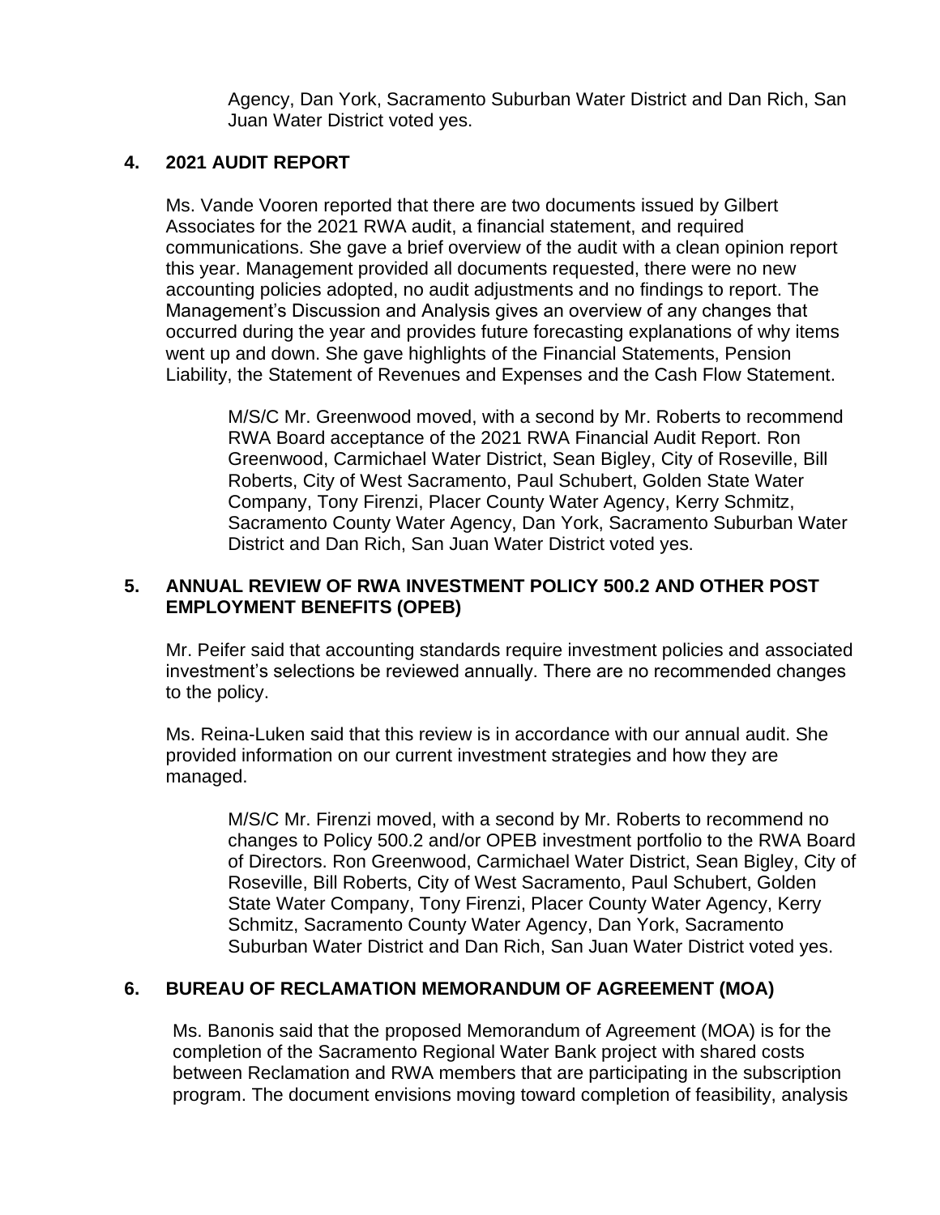Agency, Dan York, Sacramento Suburban Water District and Dan Rich, San Juan Water District voted yes.

## 4. 2021 AUDIT REPORT

Ms. Vande Vooren reported that there are two documents issued by Gilbert Associates for the 2021 RWA audit, a financial statement, and required communications. She gave a brief overview of the audit with a clean opinion report this year. Management provided all documents requested, there were no new accounting policies adopted, no audit adjustments and no findings to report. The Management's Discussion and Analysis gives an overview of any changes that occurred during the year and provides future forecasting explanations of why items went up and down. She gave highlights of the Financial Statements, Pension Liability, the Statement of Revenues and Expenses and the Cash Flow Statement.

> M/S/C Mr. Greenwood moved, with a second by Mr. Roberts to recommend RWA Board acceptance of the 2021 RWA Financial Audit Report. Ron Greenwood, Carmichael Water District, Sean Bigley, City of Roseville, Bill Roberts, City of West Sacramento, Paul Schubert, Golden State Water Company, Tony Firenzi, Placer County Water Agency, Kerry Schmitz, Sacramento County Water Agency, Dan York, Sacramento Suburban Water District and Dan Rich, San Juan Water District voted yes.

## 5. ANNUAL REVIEW OF RWA INVESTMENT POLICY 500.2 AND OTHER POST EMPLOYMENT BENEFITS (OPEB)

Mr. Peifer said that accounting standards require investment policies and associated investment's selections be reviewed annually. There are no recommended changes to the policy.

Ms. Reina-Luken said that this review is in accordance with our annual audit. She provided information on our current investment strategies and how they are managed.

> M/S/C Mr. Firenzi moved, with a second by Mr. Roberts to recommend no changes to Policy 500.2 and/or OPEB investment portfolio to the RWA Board of Directors. Ron Greenwood, Carmichael Water District, Sean Bigley, City of Roseville, Bill Roberts, City of West Sacramento, Paul Schubert, Golden State Water Company, Tony Firenzi, Placer County Water Agency, Kerry Schmitz, Sacramento County Water Agency, Dan York, Sacramento Suburban Water District and Dan Rich, San Juan Water District voted yes.

## 6. BUREAU OF RECLAMATION MEMORANDUM OF AGREEMENT (MOA)

Ms. Banonis said that the proposed Memorandum of Agreement (MOA) is for the completion of the Sacramento Regional Water Bank project with shared costs between Reclamation and RWA members that are participating in the subscription program. The document envisions moving toward completion of feasibility, analysis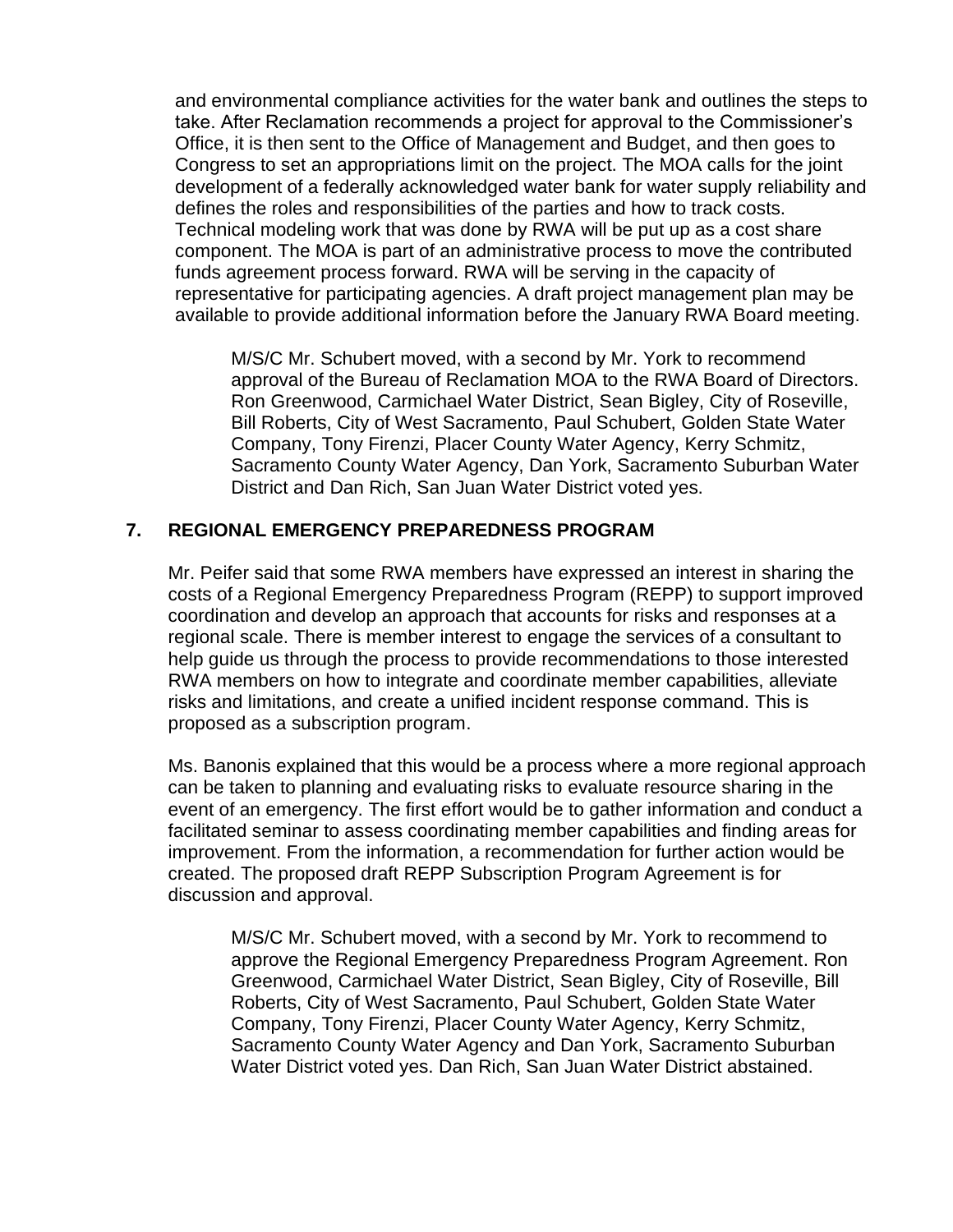and environmental compliance activities for the water bank and outlines the steps to take. After Reclamation recommends a project for approval to the Commissioner's Office, it is then sent to the Office of Management and Budget, and then goes to Congress to set an appropriations limit on the project. The MOA calls for the joint development of a federally acknowledged water bank for water supply reliability and defines the roles and responsibilities of the parties and how to track costs. Technical modeling work that was done by RWA will be put up as a cost share component. The MOA is part of an administrative process to move the contributed funds agreement process forward. RWA will be serving in the capacity of representative for participating agencies. A draft project management plan may be available to provide additional information before the January RWA Board meeting.

> M/S/C Mr. Schubert moved, with a second by Mr. York to recommend approval of the Bureau of Reclamation MOA to the RWA Board of Directors. Ron Greenwood, Carmichael Water District, Sean Bigley, City of Roseville, Bill Roberts, City of West Sacramento, Paul Schubert, Golden State Water Company, Tony Firenzi, Placer County Water Agency, Kerry Schmitz, Sacramento County Water Agency, Dan York, Sacramento Suburban Water District and Dan Rich, San Juan Water District voted yes.

## 7. REGIONAL EMERGENCY PREPAREDNESS PROGRAM

Mr. Peifer said that some RWA members have expressed an interest in sharing the costs of a Regional Emergency Preparedness Program (REPP) to support improved coordination and develop an approach that accounts for risks and responses at a regional scale. There is member interest to engage the services of a consultant to help guide us through the process to provide recommendations to those interested RWA members on how to integrate and coordinate member capabilities, alleviate risks and limitations, and create a unified incident response command. This is proposed as a subscription program.

Ms. Banonis explained that this would be a process where a more regional approach can be taken to planning and evaluating risks to evaluate resource sharing in the event of an emergency. The first effort would be to gather information and conduct a facilitated seminar to assess coordinating member capabilities and finding areas for improvement. From the information, a recommendation for further action would be created. The proposed draft REPP Subscription Program Agreement is for discussion and approval.

> M/S/C Mr. Schubert moved, with a second by Mr. York to recommend to approve the Regional Emergency Preparedness Program Agreement. Ron Greenwood, Carmichael Water District, Sean Bigley, City of Roseville, Bill Roberts, City of West Sacramento, Paul Schubert, Golden State Water Company, Tony Firenzi, Placer County Water Agency, Kerry Schmitz, Sacramento County Water Agency and Dan York, Sacramento Suburban Water District voted yes. Dan Rich, San Juan Water District abstained.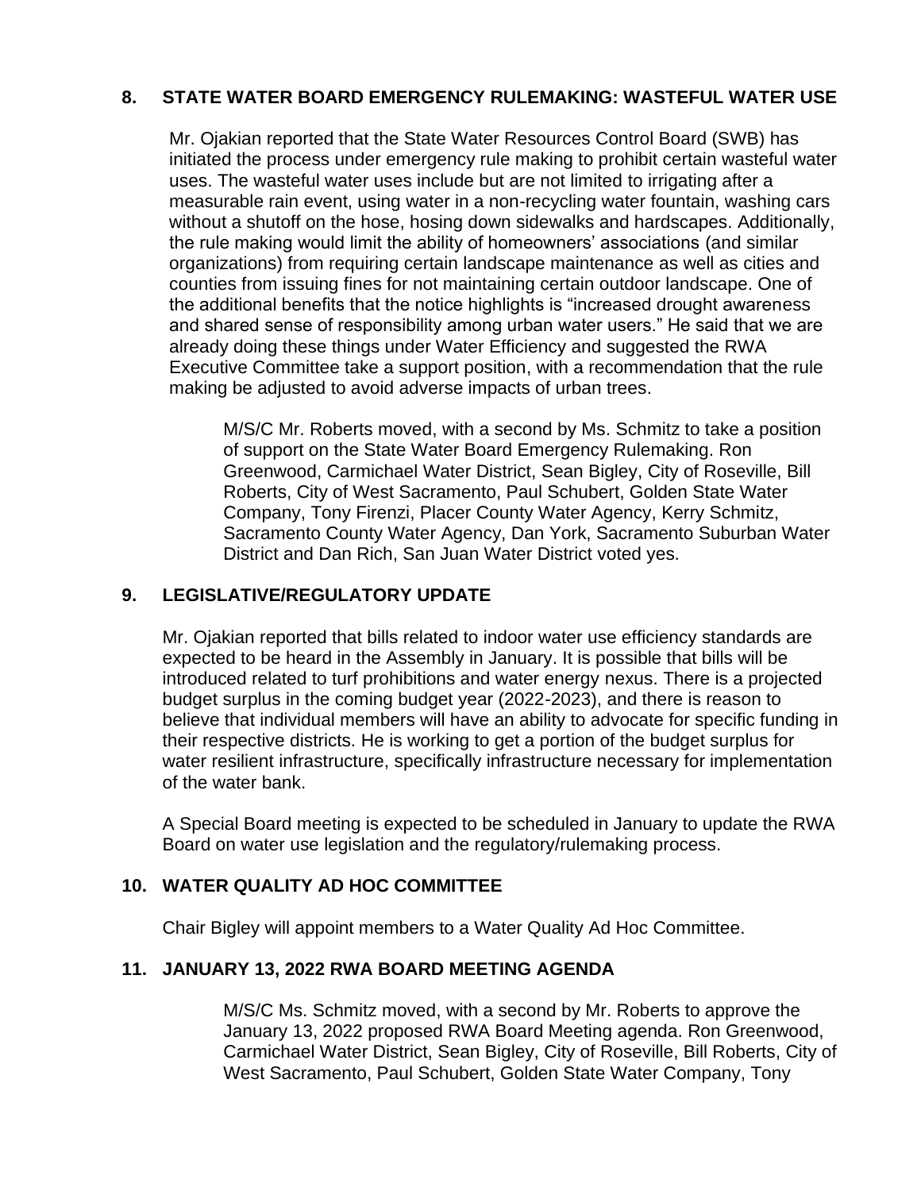## 8. STATE WATER BOARD EMERGENCY RULEMAKING: WASTEFUL WATER USE

Mr. Ojakian reported that the State Water Resources Control Board (SWB) has initiated the process under emergency rule making to prohibit certain wasteful water uses. The wasteful water uses include but are not limited to irrigating after a measurable rain event, using water in a non-recycling water fountain, washing cars without a shutoff on the hose, hosing down sidewalks and hardscapes. Additionally, the rule making would limit the ability of homeowners' associations (and similar organizations) from requiring certain landscape maintenance as well as cities and counties from issuing fines for not maintaining certain outdoor landscape. One of the additional benefits that the notice highlights is "increased drought awareness and shared sense of responsibility among urban water users." He said that we are already doing these things under Water Efficiency and suggested the RWA Executive Committee take a support position, with a recommendation that the rule making be adjusted to avoid adverse impacts of urban trees.

> M/S/C Mr. Roberts moved, with a second by Ms. Schmitz to take a position of support on the State Water Board Emergency Rulemaking. Ron Greenwood, Carmichael Water District, Sean Bigley, City of Roseville, Bill Roberts, City of West Sacramento, Paul Schubert, Golden State Water Company, Tony Firenzi, Placer County Water Agency, Kerry Schmitz, Sacramento County Water Agency, Dan York, Sacramento Suburban Water District and Dan Rich, San Juan Water District voted yes.

## 9. LEGISLATIVE/REGULATORY UPDATE

Mr. Ojakian reported that bills related to indoor water use efficiency standards are expected to be heard in the Assembly in January. It is possible that bills will be introduced related to turf prohibitions and water energy nexus. There is a projected budget surplus in the coming budget year (2022-2023), and there is reason to believe that individual members will have an ability to advocate for specific funding in their respective districts. He is working to get a portion of the budget surplus for water resilient infrastructure, specifically infrastructure necessary for implementation of the water bank.

A Special Board meeting is expected to be scheduled in January to update the RWA Board on water use legislation and the regulatory/rulemaking process.

## 10. WATER QUALITY AD HOC COMMITTEE

Chair Bigley will appoint members to a Water Quality Ad Hoc Committee.

## 11. JANUARY 13, 2022 RWA BOARD MEETING AGENDA

> M/S/C Ms. Schmitz moved, with a second by Mr. Roberts to approve the January 13, 2022 proposed RWA Board Meeting agenda. Ron Greenwood, Carmichael Water District, Sean Bigley, City of Roseville, Bill Roberts, City of West Sacramento, Paul Schubert, Golden State Water Company, Tony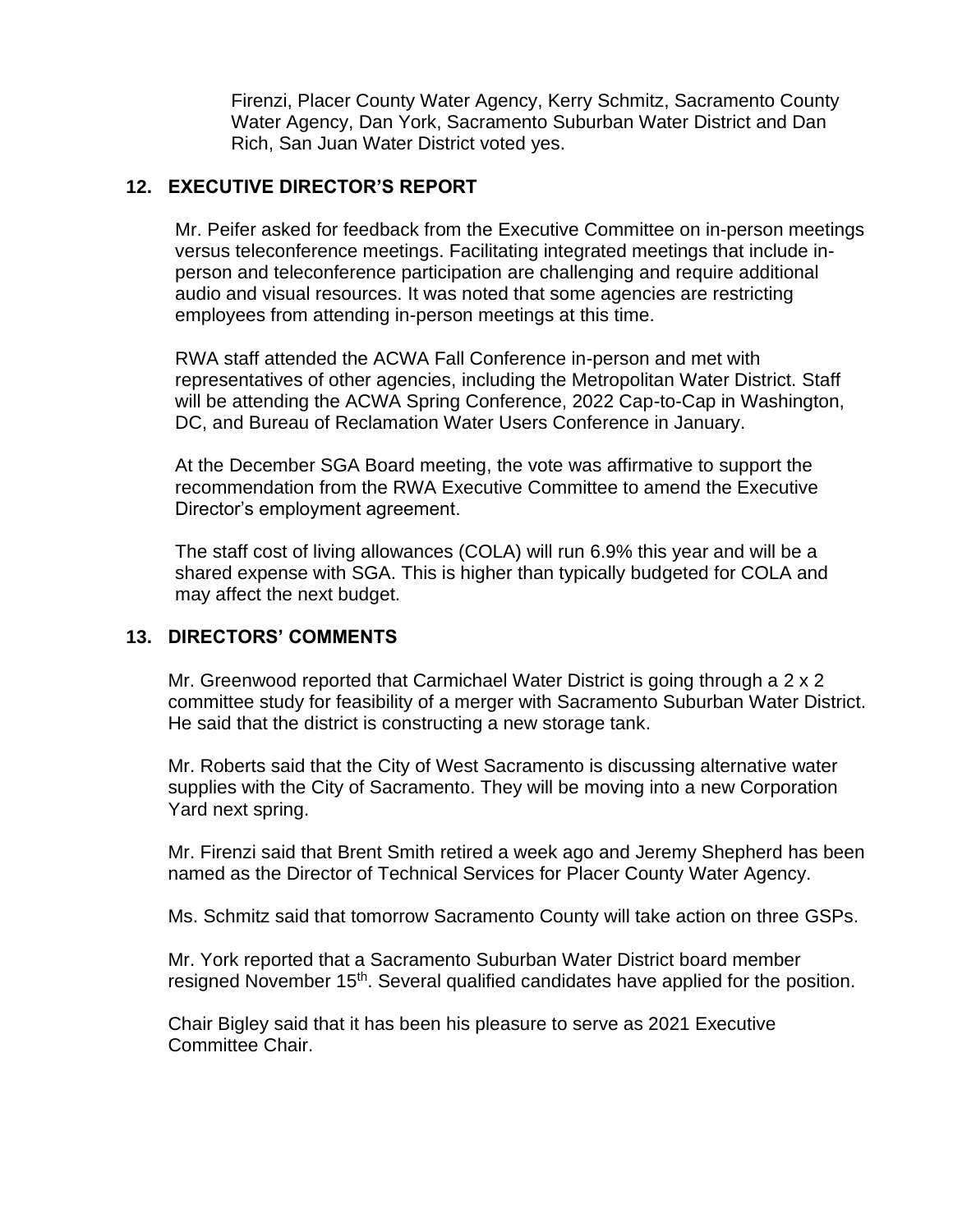Firenzi, Placer County Water Agency, Kerry Schmitz, Sacramento County Water Agency, Dan York, Sacramento Suburban Water District and Dan Rich, San Juan Water District voted yes.

## 12. EXECUTIVE DIRECTOR'S REPORT

Mr. Peifer asked for feedback from the Executive Committee on in-person meetings versus teleconference meetings. Facilitating integrated meetings that include in-person and teleconference participation are challenging and require additional audio and visual resources. It was noted that some agencies are restricting employees from attending in-person meetings at this time.

RWA staff attended the ACWA Fall Conference in-person and met with representatives of other agencies, including the Metropolitan Water District. Staff will be attending the ACWA Spring Conference, 2022 Cap-to-Cap in Washington, DC, and Bureau of Reclamation Water Users Conference in January.

At the December SGA Board meeting, the vote was affirmative to support the recommendation from the RWA Executive Committee to amend the Executive Director's employment agreement.

The staff cost of living allowances (COLA) will run 6.9% this year and will be a shared expense with SGA. This is higher than typically budgeted for COLA and may affect the next budget.

## 13. DIRECTORS' COMMENTS

Mr. Greenwood reported that Carmichael Water District is going through a 2 x 2 committee study for feasibility of a merger with Sacramento Suburban Water District. He said that the district is constructing a new storage tank.

Mr. Roberts said that the City of West Sacramento is discussing alternative water supplies with the City of Sacramento. They will be moving into a new Corporation Yard next spring.

Mr. Firenzi said that Brent Smith retired a week ago and Jeremy Shepherd has been named as the Director of Technical Services for Placer County Water Agency.

Ms. Schmitz said that tomorrow Sacramento County will take action on three GSPs.

Mr. York reported that a Sacramento Suburban Water District board member resigned November 15th. Several qualified candidates have applied for the position.

Chair Bigley said that it has been his pleasure to serve as 2021 Executive Committee Chair.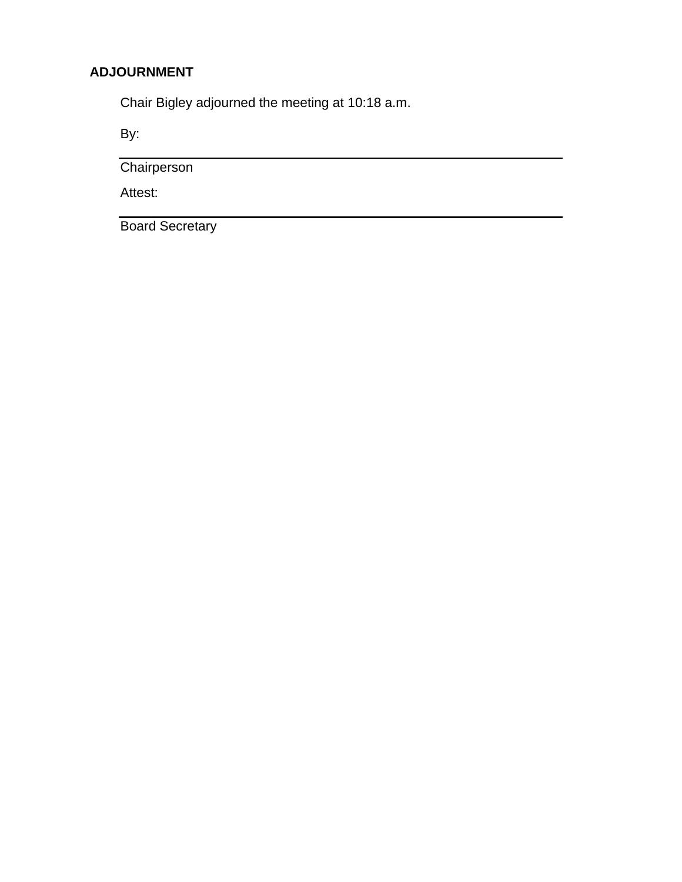**ADJOURNMENT**

Chair Bigley adjourned the meeting at 10:18 a.m.

By:

\_\_\_\_\_\_\_\_\_\_\_\_\_\_\_\_\_\_\_\_\_\_\_\_\_\_\_\_\_\_\_\_\_\_\_\_\_\_\_\_

Chairperson

Attest:

\_\_\_\_\_\_\_\_\_\_\_\_\_\_\_\_\_\_\_\_\_\_\_\_\_\_\_\_\_\_\_\_\_\_\_\_\_\_\_\_

Board Secretary